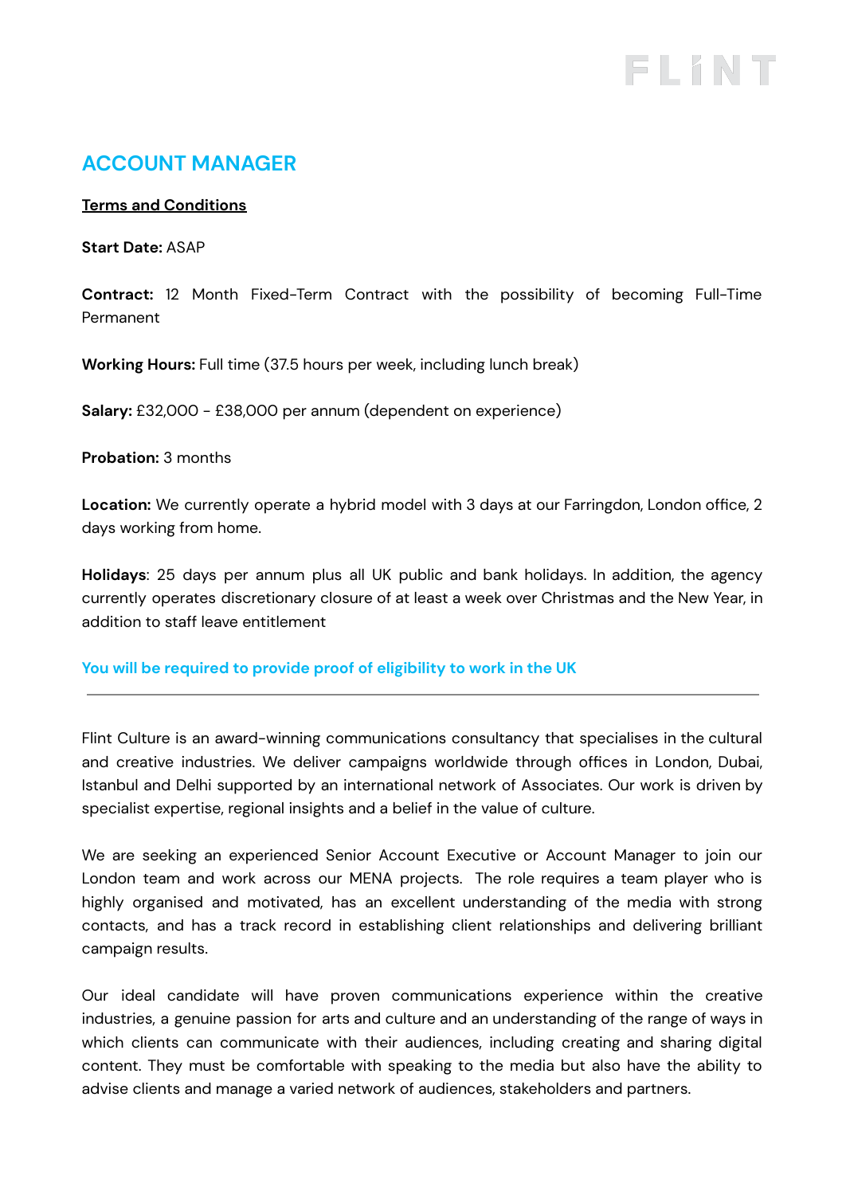# ACCOUNT MANAGER

**Terms and Conditions**

**Start Date:** ASAP

**Contract:** 12 Month Fixed-Term Contract with the possibility of becoming Full-Time Permanent

**Working Hours:** Full time (37.5 hours per week, including lunch break)

**Salary:** £32,000 - £38,000 per annum (dependent on experience)

**Probation:** 3 months

**Location:** We currently operate a hybrid model with 3 days at our Farringdon, London office, 2 days working from home.

**Holidays**: 25 days per annum plus all UK public and bank holidays. In addition, the agency currently operates discretionary closure of at least a week over Christmas and the New Year, in addition to staff leave entitlement

**You will be required to provide proof of eligibility to work in the UK**

---

Flint Culture is an award-winning communications consultancy that specialises in the cultural and creative industries. We deliver campaigns worldwide through offices in London, Dubai, Istanbul and Delhi supported by an international network of Associates. Our work is driven by specialist expertise, regional insights and a belief in the value of culture.

We are seeking an experienced Senior Account Executive or Account Manager to join our London team and work across our MENA projects. The role requires a team player who is highly organised and motivated, has an excellent understanding of the media with strong contacts, and has a track record in establishing client relationships and delivering brilliant campaign results.

Our ideal candidate will have proven communications experience within the creative industries, a genuine passion for arts and culture and an understanding of the range of ways in which clients can communicate with their audiences, including creating and sharing digital content. They must be comfortable with speaking to the media but also have the ability to advise clients and manage a varied network of audiences, stakeholders and partners.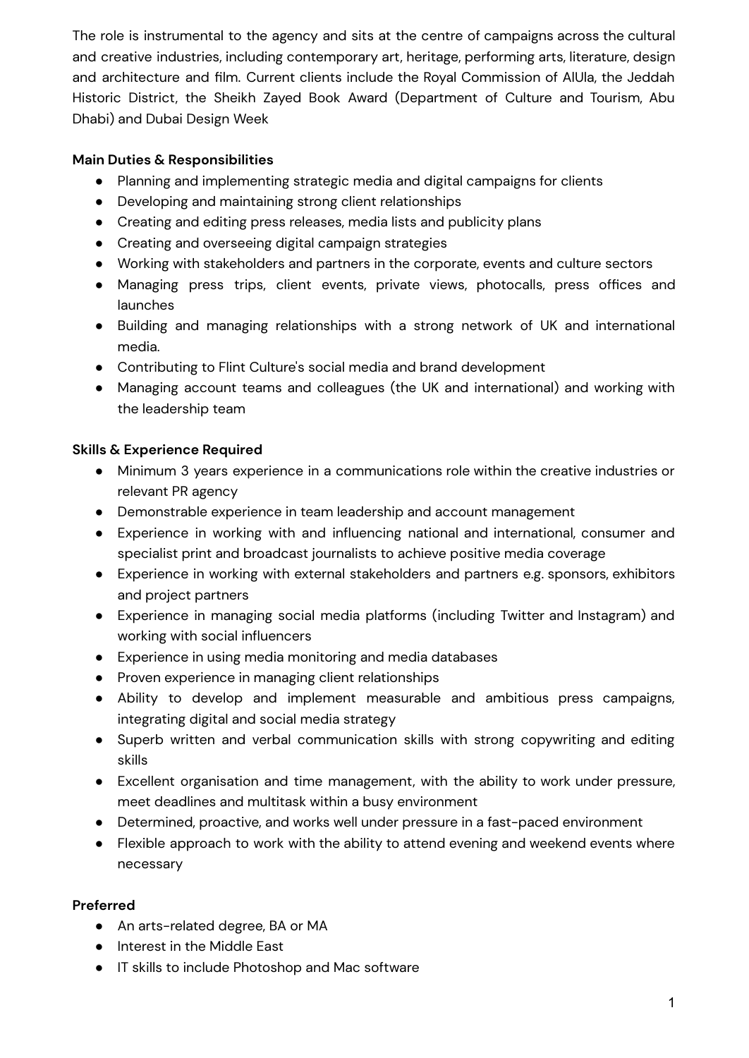The role is instrumental to the agency and sits at the centre of campaigns across the cultural and creative industries, including contemporary art, heritage, performing arts, literature, design and architecture and film. Current clients include the Royal Commission of AlUla, the Jeddah Historic District, the Sheikh Zayed Book Award (Department of Culture and Tourism, Abu Dhabi) and Dubai Design Week

**Main Duties & Responsibilities**

- Planning and implementing strategic media and digital campaigns for clients
- Developing and maintaining strong client relationships
- Creating and editing press releases, media lists and publicity plans
- Creating and overseeing digital campaign strategies
- Working with stakeholders and partners in the corporate, events and culture sectors
- Managing press trips, client events, private views, photocalls, press offices and launches
- Building and managing relationships with a strong network of UK and international media.
- Contributing to Flint Culture's social media and brand development
- Managing account teams and colleagues (the UK and international) and working with the leadership team

**Skills & Experience Required**

- Minimum 3 years experience in a communications role within the creative industries or relevant PR agency
- Demonstrable experience in team leadership and account management
- Experience in working with and influencing national and international, consumer and specialist print and broadcast journalists to achieve positive media coverage
- Experience in working with external stakeholders and partners e.g. sponsors, exhibitors and project partners
- Experience in managing social media platforms (including Twitter and Instagram) and working with social influencers
- Experience in using media monitoring and media databases
- Proven experience in managing client relationships
- Ability to develop and implement measurable and ambitious press campaigns, integrating digital and social media strategy
- Superb written and verbal communication skills with strong copywriting and editing skills
- Excellent organisation and time management, with the ability to work under pressure, meet deadlines and multitask within a busy environment
- Determined, proactive, and works well under pressure in a fast-paced environment
- Flexible approach to work with the ability to attend evening and weekend events where necessary

**Preferred**

- An arts-related degree, BA or MA
- Interest in the Middle East
- IT skills to include Photoshop and Mac software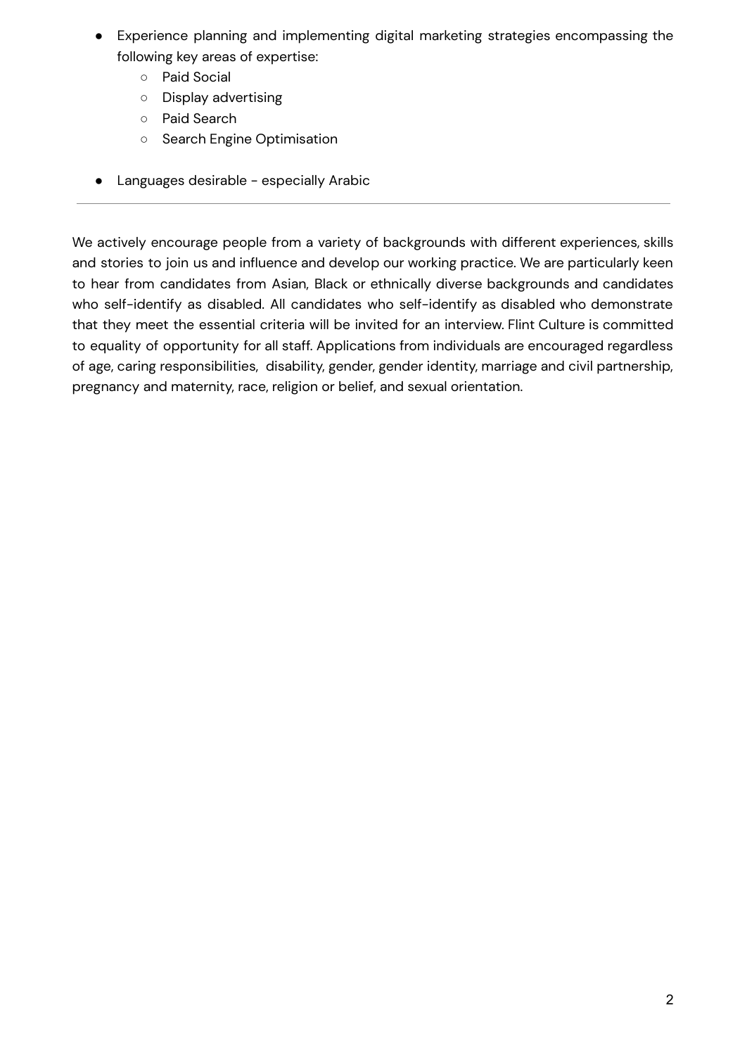- Experience planning and implementing digital marketing strategies encompassing the following key areas of expertise:
  - Paid Social
  - Display advertising
  - Paid Search
  - Search Engine Optimisation
- Languages desirable - especially Arabic

---

We actively encourage people from a variety of backgrounds with different experiences, skills and stories to join us and influence and develop our working practice. We are particularly keen to hear from candidates from Asian, Black or ethnically diverse backgrounds and candidates who self-identify as disabled. All candidates who self-identify as disabled who demonstrate that they meet the essential criteria will be invited for an interview. Flint Culture is committed to equality of opportunity for all staff. Applications from individuals are encouraged regardless of age, caring responsibilities, disability, gender, gender identity, marriage and civil partnership, pregnancy and maternity, race, religion or belief, and sexual orientation.